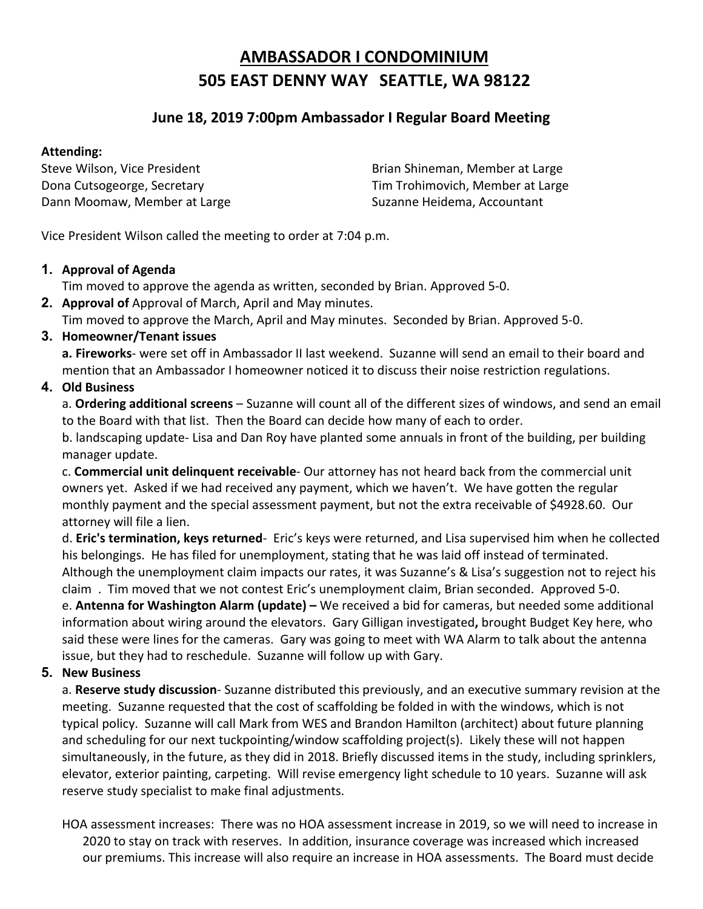# AMBASSADOR I CONDOMINIUM
# 505 EAST DENNY WAY SEATTLE, WA 98122

## June 18, 2019 7:00pm Ambassador I Regular Board Meeting

**Attending:**

Steve Wilson, Vice President
Dona Cutsogeorge, Secretary
Dann Moomaw, Member at Large
Brian Shineman, Member at Large
Tim Trohimovich, Member at Large
Suzanne Heidema, Accountant

Vice President Wilson called the meeting to order at 7:04 p.m.

1. **Approval of Agenda**
   Tim moved to approve the agenda as written, seconded by Brian. Approved 5-0.
2. **Approval of** Approval of March, April and May minutes.
   Tim moved to approve the March, April and May minutes. Seconded by Brian. Approved 5-0.
3. **Homeowner/Tenant issues**
   **a. Fireworks**- were set off in Ambassador II last weekend. Suzanne will send an email to their board and mention that an Ambassador I homeowner noticed it to discuss their noise restriction regulations.
4. **Old Business**
   a. **Ordering additional screens** – Suzanne will count all of the different sizes of windows, and send an email to the Board with that list. Then the Board can decide how many of each to order.
   b. landscaping update- Lisa and Dan Roy have planted some annuals in front of the building, per building manager update.
   c. **Commercial unit delinquent receivable**- Our attorney has not heard back from the commercial unit owners yet. Asked if we had received any payment, which we haven't. We have gotten the regular monthly payment and the special assessment payment, but not the extra receivable of $4928.60. Our attorney will file a lien.
   d. **Eric's termination, keys returned**- Eric's keys were returned, and Lisa supervised him when he collected his belongings. He has filed for unemployment, stating that he was laid off instead of terminated. Although the unemployment claim impacts our rates, it was Suzanne's & Lisa's suggestion not to reject his claim . Tim moved that we not contest Eric's unemployment claim, Brian seconded. Approved 5-0.
   e. **Antenna for Washington Alarm (update) –** We received a bid for cameras, but needed some additional information about wiring around the elevators. Gary Gilligan investigated**,** brought Budget Key here, who said these were lines for the cameras. Gary was going to meet with WA Alarm to talk about the antenna issue, but they had to reschedule. Suzanne will follow up with Gary.
5. **New Business**
   a. **Reserve study discussion**- Suzanne distributed this previously, and an executive summary revision at the meeting. Suzanne requested that the cost of scaffolding be folded in with the windows, which is not typical policy. Suzanne will call Mark from WES and Brandon Hamilton (architect) about future planning and scheduling for our next tuckpointing/window scaffolding project(s). Likely these will not happen simultaneously, in the future, as they did in 2018. Briefly discussed items in the study, including sprinklers, elevator, exterior painting, carpeting. Will revise emergency light schedule to 10 years. Suzanne will ask reserve study specialist to make final adjustments.

   HOA assessment increases: There was no HOA assessment increase in 2019, so we will need to increase in 2020 to stay on track with reserves. In addition, insurance coverage was increased which increased our premiums. This increase will also require an increase in HOA assessments. The Board must decide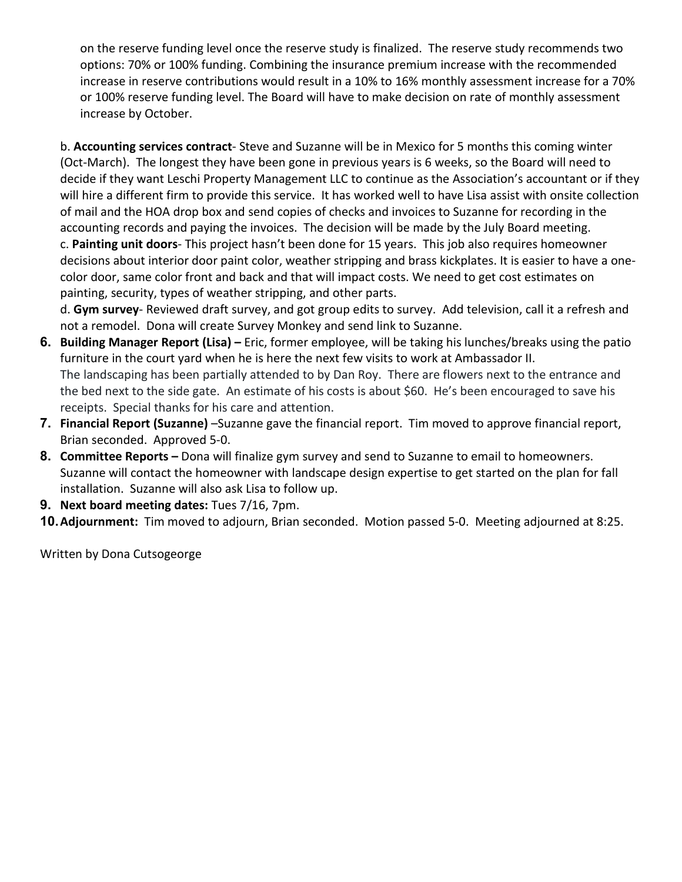on the reserve funding level once the reserve study is finalized. The reserve study recommends two options: 70% or 100% funding. Combining the insurance premium increase with the recommended increase in reserve contributions would result in a 10% to 16% monthly assessment increase for a 70% or 100% reserve funding level. The Board will have to make decision on rate of monthly assessment increase by October.

b. **Accounting services contract**- Steve and Suzanne will be in Mexico for 5 months this coming winter (Oct-March). The longest they have been gone in previous years is 6 weeks, so the Board will need to decide if they want Leschi Property Management LLC to continue as the Association's accountant or if they will hire a different firm to provide this service. It has worked well to have Lisa assist with onsite collection of mail and the HOA drop box and send copies of checks and invoices to Suzanne for recording in the accounting records and paying the invoices. The decision will be made by the July Board meeting.

c. **Painting unit doors**- This project hasn't been done for 15 years. This job also requires homeowner decisions about interior door paint color, weather stripping and brass kickplates. It is easier to have a one-color door, same color front and back and that will impact costs. We need to get cost estimates on painting, security, types of weather stripping, and other parts.

d. **Gym survey**- Reviewed draft survey, and got group edits to survey. Add television, call it a refresh and not a remodel. Dona will create Survey Monkey and send link to Suzanne.

6. **Building Manager Report (Lisa) –** Eric, former employee, will be taking his lunches/breaks using the patio furniture in the court yard when he is here the next few visits to work at Ambassador II.
   The landscaping has been partially attended to by Dan Roy. There are flowers next to the entrance and the bed next to the side gate. An estimate of his costs is about $60. He's been encouraged to save his receipts. Special thanks for his care and attention.
7. **Financial Report (Suzanne)** –Suzanne gave the financial report. Tim moved to approve financial report, Brian seconded. Approved 5-0.
8. **Committee Reports –** Dona will finalize gym survey and send to Suzanne to email to homeowners. Suzanne will contact the homeowner with landscape design expertise to get started on the plan for fall installation. Suzanne will also ask Lisa to follow up.
9. **Next board meeting dates:** Tues 7/16, 7pm.
10. **Adjournment:** Tim moved to adjourn, Brian seconded. Motion passed 5-0. Meeting adjourned at 8:25.

Written by Dona Cutsogeorge